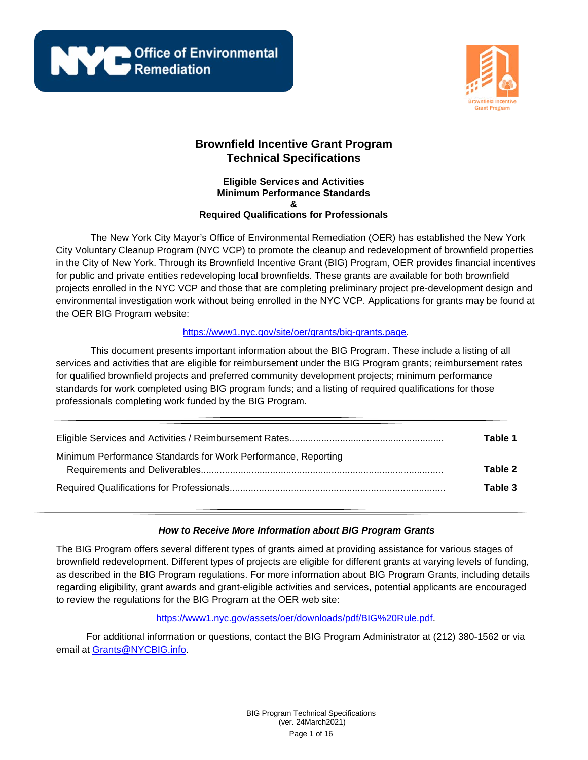# Brownfield Incentive Grant Program Technical Specifications

### Eligible Services and Activities
### Minimum Performance Standards
### &
### Required Qualifications for Professionals

The New York City Mayor's Office of Environmental Remediation (OER) has established the New York City Voluntary Cleanup Program (NYC VCP) to promote the cleanup and redevelopment of brownfield properties in the City of New York. Through its Brownfield Incentive Grant (BIG) Program, OER provides financial incentives for public and private entities redeveloping local brownfields. These grants are available for both brownfield projects enrolled in the NYC VCP and those that are completing preliminary project pre-development design and environmental investigation work without being enrolled in the NYC VCP. Applications for grants may be found at the OER BIG Program website:

https://www1.nyc.gov/site/oer/grants/big-grants.page.

This document presents important information about the BIG Program. These include a listing of all services and activities that are eligible for reimbursement under the BIG Program grants; reimbursement rates for qualified brownfield projects and preferred community development projects; minimum performance standards for work completed using BIG program funds; and a listing of required qualifications for those professionals completing work funded by the BIG Program.

---

| | |
|---|---|
| Eligible Services and Activities / Reimbursement Rates | **Table 1** |
| Minimum Performance Standards for Work Performance, Reporting Requirements and Deliverables | **Table 2** |
| Required Qualifications for Professionals | **Table 3** |

---

***How to Receive More Information about BIG Program Grants***

The BIG Program offers several different types of grants aimed at providing assistance for various stages of brownfield redevelopment. Different types of projects are eligible for different grants at varying levels of funding, as described in the BIG Program regulations. For more information about BIG Program Grants, including details regarding eligibility, grant awards and grant-eligible activities and services, potential applicants are encouraged to review the regulations for the BIG Program at the OER web site:

https://www1.nyc.gov/assets/oer/downloads/pdf/BIG%20Rule.pdf.

For additional information or questions, contact the BIG Program Administrator at (212) 380-1562 or via email at Grants@NYCBIG.info.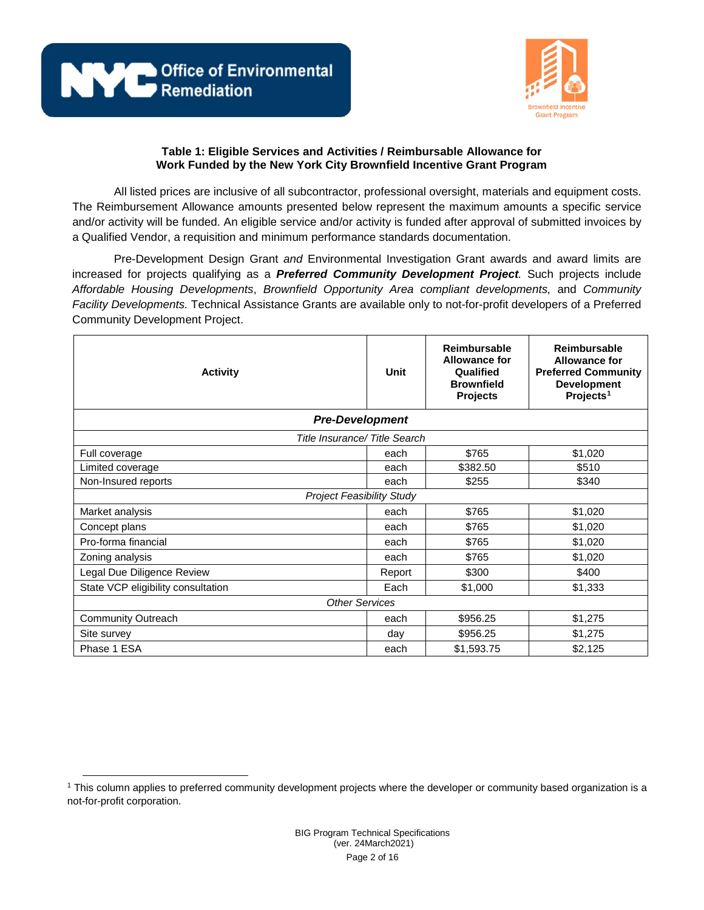### Table 1: Eligible Services and Activities / Reimbursable Allowance for Work Funded by the New York City Brownfield Incentive Grant Program

All listed prices are inclusive of all subcontractor, professional oversight, materials and equipment costs. The Reimbursement Allowance amounts presented below represent the maximum amounts a specific service and/or activity will be funded. An eligible service and/or activity is funded after approval of submitted invoices by a Qualified Vendor, a requisition and minimum performance standards documentation.

Pre-Development Design Grant *and* Environmental Investigation Grant awards and award limits are increased for projects qualifying as a ***Preferred Community Development Project***. Such projects include *Affordable Housing Developments*, *Brownfield Opportunity Area compliant developments,* and *Community Facility Developments.* Technical Assistance Grants are available only to not-for-profit developers of a Preferred Community Development Project.

| Activity | Unit | Reimbursable Allowance for Qualified Brownfield Projects | Reimbursable Allowance for Preferred Community Development Projects[1] |
|---|---|---|---|
| ***Pre-Development*** | | | |
| *Title Insurance/ Title Search* | | | |
| Full coverage | each | $765 | $1,020 |
| Limited coverage | each | $382.50 | $510 |
| Non-Insured reports | each | $255 | $340 |
| *Project Feasibility Study* | | | |
| Market analysis | each | $765 | $1,020 |
| Concept plans | each | $765 | $1,020 |
| Pro-forma financial | each | $765 | $1,020 |
| Zoning analysis | each | $765 | $1,020 |
| Legal Due Diligence Review | Report | $300 | $400 |
| State VCP eligibility consultation | Each | $1,000 | $1,333 |
| *Other Services* | | | |
| Community Outreach | each | $956.25 | $1,275 |
| Site survey | day | $956.25 | $1,275 |
| Phase 1 ESA | each | $1,593.75 | $2,125 |

[1] This column applies to preferred community development projects where the developer or community based organization is a not-for-profit corporation.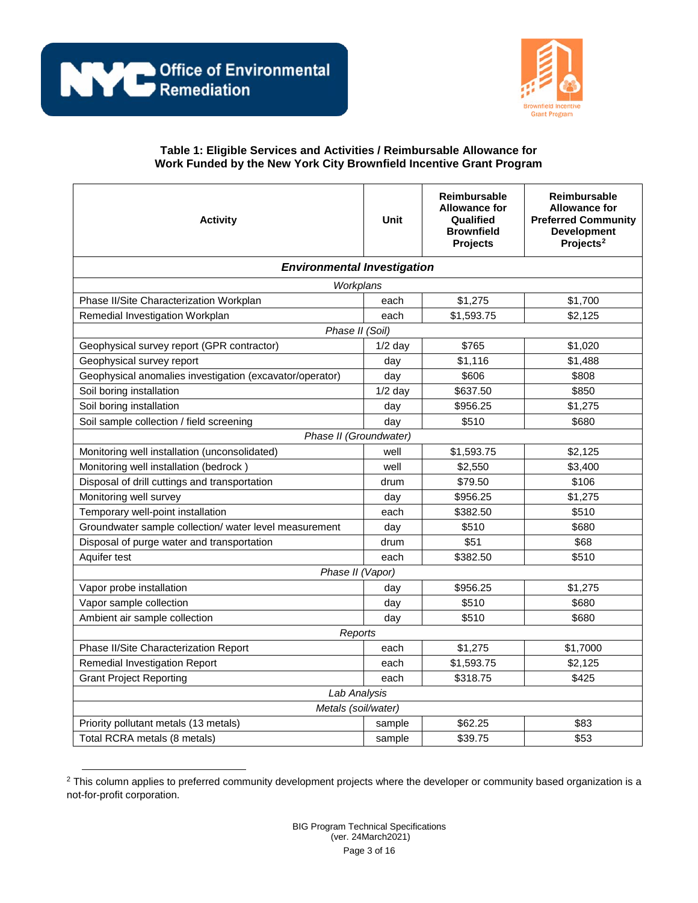Office of Environmental Remediation

Brownfield Incentive Grant Program

**Table 1: Eligible Services and Activities / Reimbursable Allowance for Work Funded by the New York City Brownfield Incentive Grant Program**

| Activity | Unit | Reimbursable Allowance for Qualified Brownfield Projects | Reimbursable Allowance for Preferred Community Development Projects[2] |
|---|---|---|---|
| ***Environmental Investigation*** | | | |
| *Workplans* | | | |
| Phase II/Site Characterization Workplan | each | $1,275 | $1,700 |
| Remedial Investigation Workplan | each | $1,593.75 | $2,125 |
| *Phase II (Soil)* | | | |
| Geophysical survey report (GPR contractor) | 1/2 day | $765 | $1,020 |
| Geophysical survey report | day | $1,116 | $1,488 |
| Geophysical anomalies investigation (excavator/operator) | day | $606 | $808 |
| Soil boring installation | 1/2 day | $637.50 | $850 |
| Soil boring installation | day | $956.25 | $1,275 |
| Soil sample collection / field screening | day | $510 | $680 |
| *Phase II (Groundwater)* | | | |
| Monitoring well installation (unconsolidated) | well | $1,593.75 | $2,125 |
| Monitoring well installation (bedrock ) | well | $2,550 | $3,400 |
| Disposal of drill cuttings and transportation | drum | $79.50 | $106 |
| Monitoring well survey | day | $956.25 | $1,275 |
| Temporary well-point installation | each | $382.50 | $510 |
| Groundwater sample collection/ water level measurement | day | $510 | $680 |
| Disposal of purge water and transportation | drum | $51 | $68 |
| Aquifer test | each | $382.50 | $510 |
| *Phase II (Vapor)* | | | |
| Vapor probe installation | day | $956.25 | $1,275 |
| Vapor sample collection | day | $510 | $680 |
| Ambient air sample collection | day | $510 | $680 |
| *Reports* | | | |
| Phase II/Site Characterization Report | each | $1,275 | $1,7000 |
| Remedial Investigation Report | each | $1,593.75 | $2,125 |
| Grant Project Reporting | each | $318.75 | $425 |
| *Lab Analysis* | | | |
| *Metals (soil/water)* | | | |
| Priority pollutant metals (13 metals) | sample | $62.25 | $83 |
| Total RCRA metals (8 metals) | sample | $39.75 | $53 |

[2] This column applies to preferred community development projects where the developer or community based organization is a not-for-profit corporation.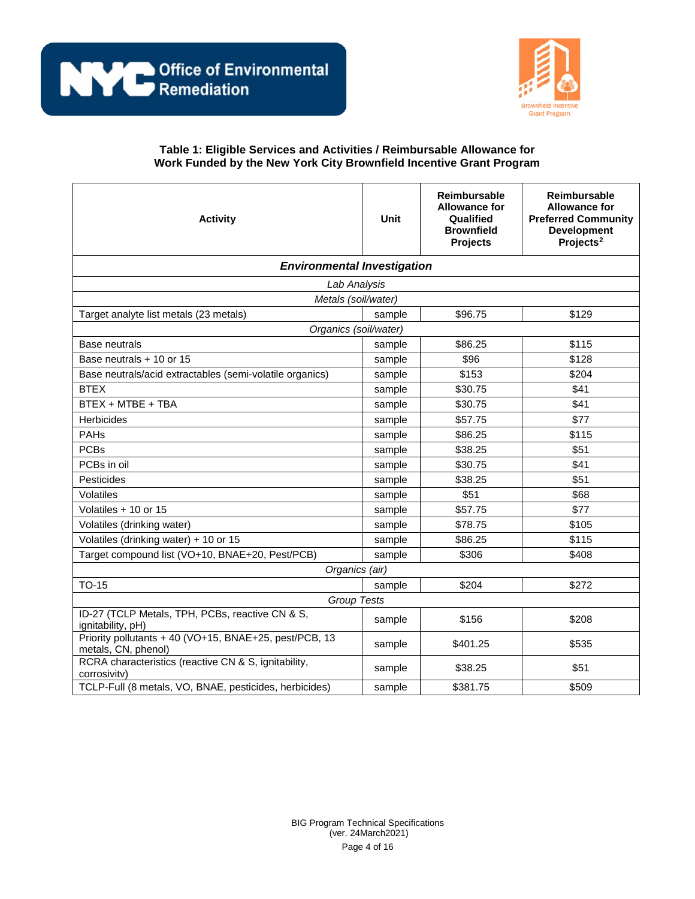**Table 1: Eligible Services and Activities / Reimbursable Allowance for Work Funded by the New York City Brownfield Incentive Grant Program**

| Activity | Unit | Reimbursable Allowance for Qualified Brownfield Projects | Reimbursable Allowance for Preferred Community Development Projects[2] |
|---|---|---|---|
| ***Environmental Investigation*** | | | |
| *Lab Analysis* | | | |
| *Metals (soil/water)* | | | |
| Target analyte list metals (23 metals) | sample | $96.75 | $129 |
| *Organics (soil/water)* | | | |
| Base neutrals | sample | $86.25 | $115 |
| Base neutrals + 10 or 15 | sample | $96 | $128 |
| Base neutrals/acid extractables (semi-volatile organics) | sample | $153 | $204 |
| BTEX | sample | $30.75 | $41 |
| BTEX + MTBE + TBA | sample | $30.75 | $41 |
| Herbicides | sample | $57.75 | $77 |
| PAHs | sample | $86.25 | $115 |
| PCBs | sample | $38.25 | $51 |
| PCBs in oil | sample | $30.75 | $41 |
| Pesticides | sample | $38.25 | $51 |
| Volatiles | sample | $51 | $68 |
| Volatiles + 10 or 15 | sample | $57.75 | $77 |
| Volatiles (drinking water) | sample | $78.75 | $105 |
| Volatiles (drinking water) + 10 or 15 | sample | $86.25 | $115 |
| Target compound list (VO+10, BNAE+20, Pest/PCB) | sample | $306 | $408 |
| *Organics (air)* | | | |
| TO-15 | sample | $204 | $272 |
| *Group Tests* | | | |
| ID-27 (TCLP Metals, TPH, PCBs, reactive CN & S, ignitability, pH) | sample | $156 | $208 |
| Priority pollutants + 40 (VO+15, BNAE+25, pest/PCB, 13 metals, CN, phenol) | sample | $401.25 | $535 |
| RCRA characteristics (reactive CN & S, ignitability, corrosivitv) | sample | $38.25 | $51 |
| TCLP-Full (8 metals, VO, BNAE, pesticides, herbicides) | sample | $381.75 | $509 |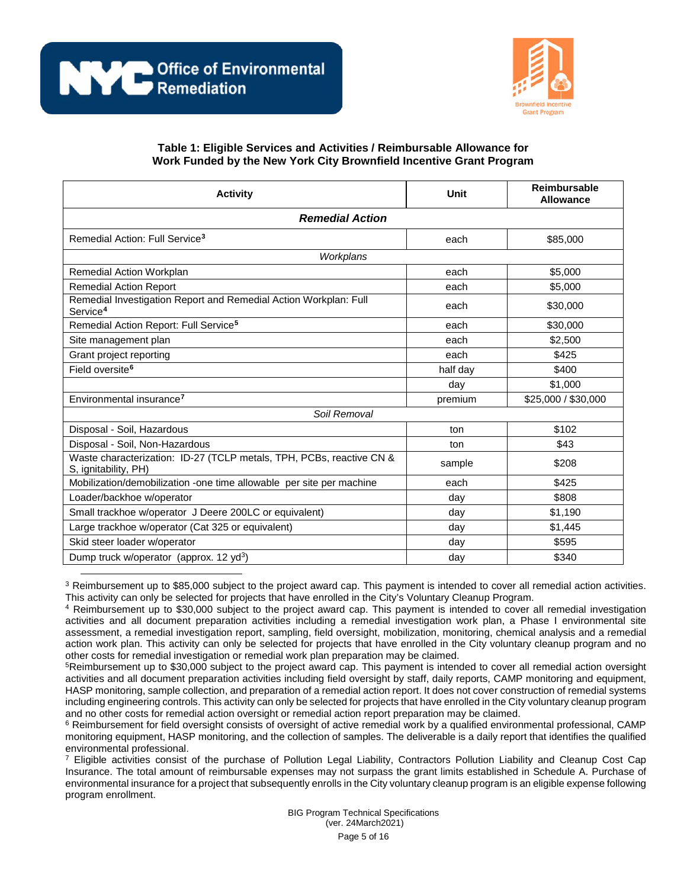**Table 1: Eligible Services and Activities / Reimbursable Allowance for Work Funded by the New York City Brownfield Incentive Grant Program**

| Activity | Unit | Reimbursable Allowance |
|---|---|---|
| ***Remedial Action*** | | |
| Remedial Action: Full Service[3] | each | $85,000 |
| *Workplans* | | |
| Remedial Action Workplan | each | $5,000 |
| Remedial Action Report | each | $5,000 |
| Remedial Investigation Report and Remedial Action Workplan: Full Service[4] | each | $30,000 |
| Remedial Action Report: Full Service[5] | each | $30,000 |
| Site management plan | each | $2,500 |
| Grant project reporting | each | $425 |
| Field oversite[6] | half day | $400 |
| | day | $1,000 |
| Environmental insurance[7] | premium | $25,000 / $30,000 |
| *Soil Removal* | | |
| Disposal - Soil, Hazardous | ton | $102 |
| Disposal - Soil, Non-Hazardous | ton | $43 |
| Waste characterization: ID-27 (TCLP metals, TPH, PCBs, reactive CN & S, ignitability, PH) | sample | $208 |
| Mobilization/demobilization -one time allowable per site per machine | each | $425 |
| Loader/backhoe w/operator | day | $808 |
| Small trackhoe w/operator J Deere 200LC or equivalent) | day | $1,190 |
| Large trackhoe w/operator (Cat 325 or equivalent) | day | $1,445 |
| Skid steer loader w/operator | day | $595 |
| Dump truck w/operator (approx. 12 yd$^3$) | day | $340 |

---

[3] Reimbursement up to $85,000 subject to the project award cap. This payment is intended to cover all remedial action activities. This activity can only be selected for projects that have enrolled in the City's Voluntary Cleanup Program.

[4] Reimbursement up to $30,000 subject to the project award cap. This payment is intended to cover all remedial investigation activities and all document preparation activities including a remedial investigation work plan, a Phase I environmental site assessment, a remedial investigation report, sampling, field oversight, mobilization, monitoring, chemical analysis and a remedial action work plan. This activity can only be selected for projects that have enrolled in the City voluntary cleanup program and no other costs for remedial investigation or remedial work plan preparation may be claimed.

[5] Reimbursement up to $30,000 subject to the project award cap. This payment is intended to cover all remedial action oversight activities and all document preparation activities including field oversight by staff, daily reports, CAMP monitoring and equipment, HASP monitoring, sample collection, and preparation of a remedial action report. It does not cover construction of remedial systems including engineering controls. This activity can only be selected for projects that have enrolled in the City voluntary cleanup program and no other costs for remedial action oversight or remedial action report preparation may be claimed.

[6] Reimbursement for field oversight consists of oversight of active remedial work by a qualified environmental professional, CAMP monitoring equipment, HASP monitoring, and the collection of samples. The deliverable is a daily report that identifies the qualified environmental professional.

[7] Eligible activities consist of the purchase of Pollution Legal Liability, Contractors Pollution Liability and Cleanup Cost Cap Insurance. The total amount of reimbursable expenses may not surpass the grant limits established in Schedule A. Purchase of environmental insurance for a project that subsequently enrolls in the City voluntary cleanup program is an eligible expense following program enrollment.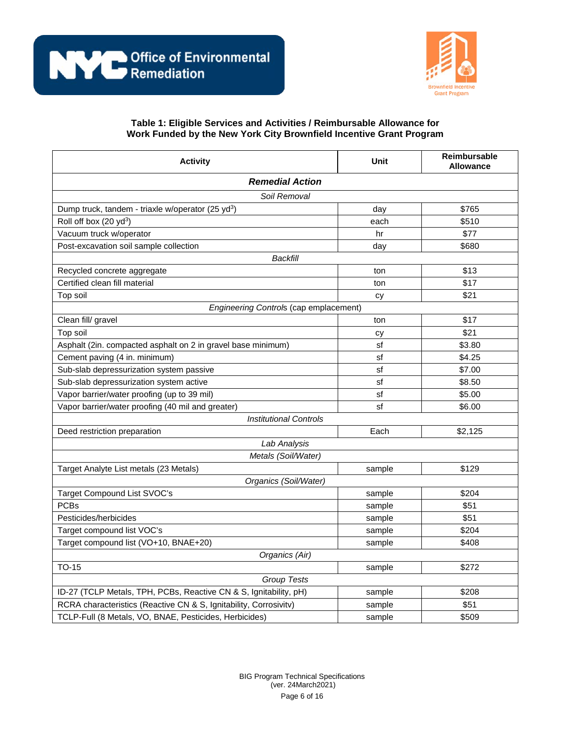**Table 1: Eligible Services and Activities / Reimbursable Allowance for Work Funded by the New York City Brownfield Incentive Grant Program**

| Activity | Unit | Reimbursable Allowance |
|---|---|---|
| ***Remedial Action*** | | |
| *Soil Removal* | | |
| Dump truck, tandem - triaxle w/operator (25 $yd^3$) | day | $765 |
| Roll off box (20 $yd^3$) | each | $510 |
| Vacuum truck w/operator | hr | $77 |
| Post-excavation soil sample collection | day | $680 |
| *Backfill* | | |
| Recycled concrete aggregate | ton | $13 |
| Certified clean fill material | ton | $17 |
| Top soil | cy | $21 |
| *Engineering Controls* (cap emplacement) | | |
| Clean fill/ gravel | ton | $17 |
| Top soil | cy | $21 |
| Asphalt (2in. compacted asphalt on 2 in gravel base minimum) | sf | $3.80 |
| Cement paving (4 in. minimum) | sf | $4.25 |
| Sub-slab depressurization system passive | sf | $7.00 |
| Sub-slab depressurization system active | sf | $8.50 |
| Vapor barrier/water proofing (up to 39 mil) | sf | $5.00 |
| Vapor barrier/water proofing (40 mil and greater) | sf | $6.00 |
| *Institutional Controls* | | |
| Deed restriction preparation | Each | $2,125 |
| *Lab Analysis* | | |
| *Metals (Soil/Water)* | | |
| Target Analyte List metals (23 Metals) | sample | $129 |
| *Organics (Soil/Water)* | | |
| Target Compound List SVOC's | sample | $204 |
| PCBs | sample | $51 |
| Pesticides/herbicides | sample | $51 |
| Target compound list VOC's | sample | $204 |
| Target compound list (VO+10, BNAE+20) | sample | $408 |
| *Organics (Air)* | | |
| TO-15 | sample | $272 |
| *Group Tests* | | |
| ID-27 (TCLP Metals, TPH, PCBs, Reactive CN & S, Ignitability, pH) | sample | $208 |
| RCRA characteristics (Reactive CN & S, Ignitability, Corrosivitv) | sample | $51 |
| TCLP-Full (8 Metals, VO, BNAE, Pesticides, Herbicides) | sample | $509 |

BIG Program Technical Specifications
(ver. 24March2021)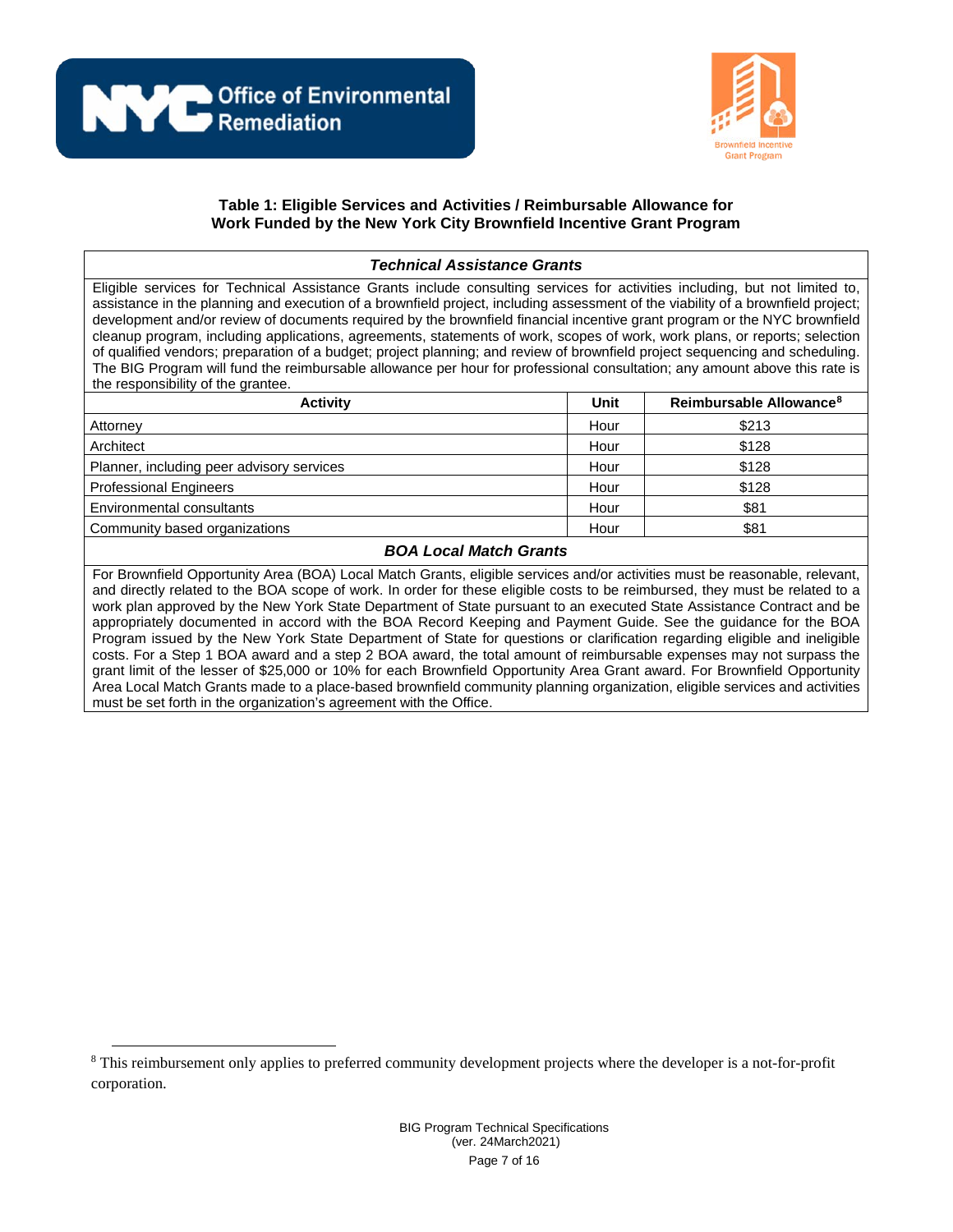**Table 1: Eligible Services and Activities / Reimbursable Allowance for Work Funded by the New York City Brownfield Incentive Grant Program**

***Technical Assistance Grants***

Eligible services for Technical Assistance Grants include consulting services for activities including, but not limited to, assistance in the planning and execution of a brownfield project, including assessment of the viability of a brownfield project; development and/or review of documents required by the brownfield financial incentive grant program or the NYC brownfield cleanup program, including applications, agreements, statements of work, scopes of work, work plans, or reports; selection of qualified vendors; preparation of a budget; project planning; and review of brownfield project sequencing and scheduling. The BIG Program will fund the reimbursable allowance per hour for professional consultation; any amount above this rate is the responsibility of the grantee.

| Activity | Unit | Reimbursable Allowance[8] |
|---|---|---|
| Attorney | Hour | $213 |
| Architect | Hour | $128 |
| Planner, including peer advisory services | Hour | $128 |
| Professional Engineers | Hour | $128 |
| Environmental consultants | Hour | $81 |
| Community based organizations | Hour | $81 |

***BOA Local Match Grants***

For Brownfield Opportunity Area (BOA) Local Match Grants, eligible services and/or activities must be reasonable, relevant, and directly related to the BOA scope of work. In order for these eligible costs to be reimbursed, they must be related to a work plan approved by the New York State Department of State pursuant to an executed State Assistance Contract and be appropriately documented in accord with the BOA Record Keeping and Payment Guide. See the guidance for the BOA Program issued by the New York State Department of State for questions or clarification regarding eligible and ineligible costs. For a Step 1 BOA award and a step 2 BOA award, the total amount of reimbursable expenses may not surpass the grant limit of the lesser of $25,000 or 10% for each Brownfield Opportunity Area Grant award. For Brownfield Opportunity Area Local Match Grants made to a place-based brownfield community planning organization, eligible services and activities must be set forth in the organization's agreement with the Office.

[8] This reimbursement only applies to preferred community development projects where the developer is a not-for-profit corporation.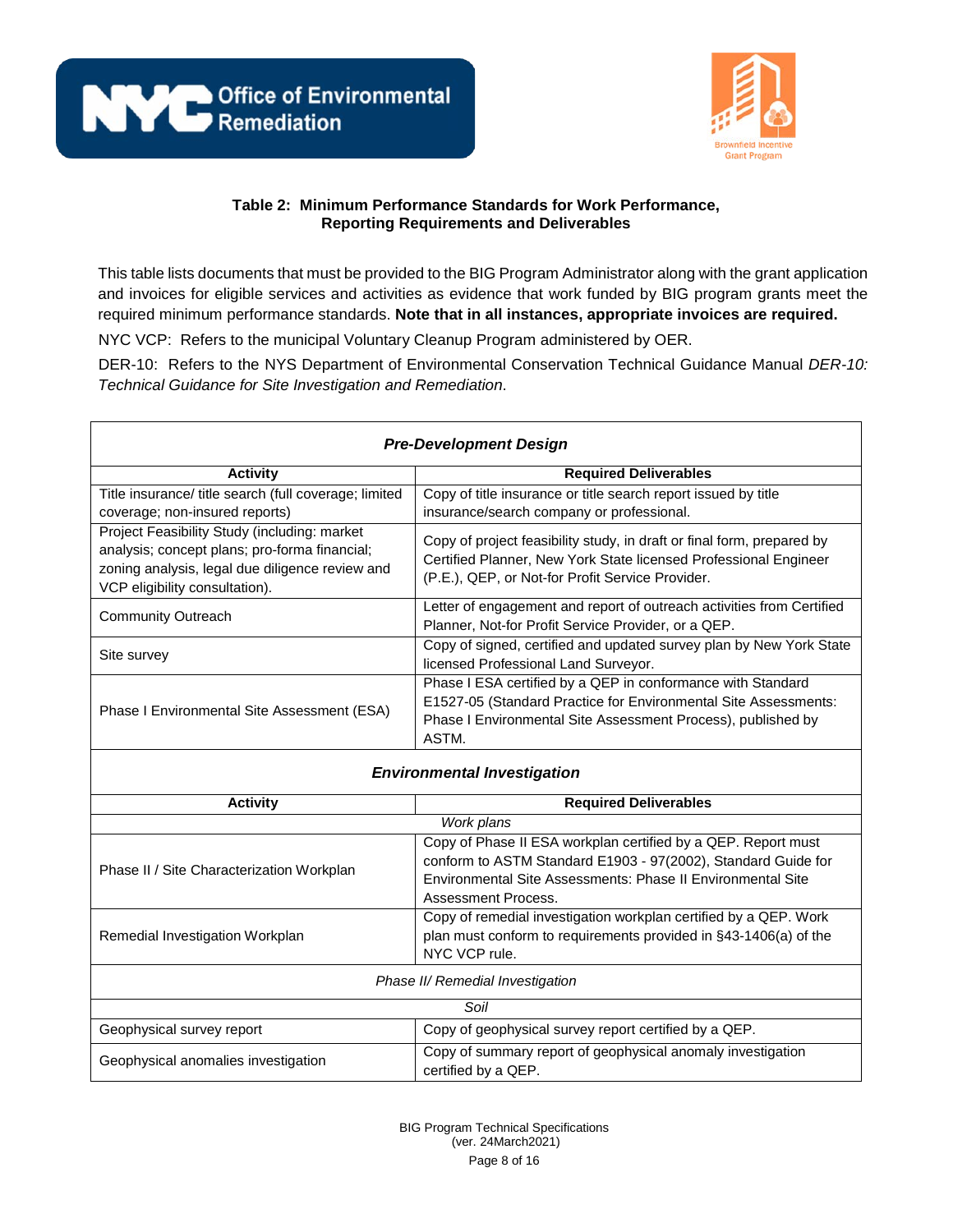## Table 2: Minimum Performance Standards for Work Performance, Reporting Requirements and Deliverables

This table lists documents that must be provided to the BIG Program Administrator along with the grant application and invoices for eligible services and activities as evidence that work funded by BIG program grants meet the required minimum performance standards. **Note that in all instances, appropriate invoices are required.**

NYC VCP: Refers to the municipal Voluntary Cleanup Program administered by OER.

DER-10: Refers to the NYS Department of Environmental Conservation Technical Guidance Manual *DER-10: Technical Guidance for Site Investigation and Remediation*.

| ***Pre-Development Design*** | |
|---|---|
| **Activity** | **Required Deliverables** |
| Title insurance/ title search (full coverage; limited coverage; non-insured reports) | Copy of title insurance or title search report issued by title insurance/search company or professional. |
| Project Feasibility Study (including: market analysis; concept plans; pro-forma financial; zoning analysis, legal due diligence review and VCP eligibility consultation). | Copy of project feasibility study, in draft or final form, prepared by Certified Planner, New York State licensed Professional Engineer (P.E.), QEP, or Not-for Profit Service Provider. |
| Community Outreach | Letter of engagement and report of outreach activities from Certified Planner, Not-for Profit Service Provider, or a QEP. |
| Site survey | Copy of signed, certified and updated survey plan by New York State licensed Professional Land Surveyor. |
| Phase I Environmental Site Assessment (ESA) | Phase I ESA certified by a QEP in conformance with Standard E1527-05 (Standard Practice for Environmental Site Assessments: Phase I Environmental Site Assessment Process), published by ASTM. |
| ***Environmental Investigation*** | |
| **Activity** | **Required Deliverables** |
| *Work plans* | |
| Phase II / Site Characterization Workplan | Copy of Phase II ESA workplan certified by a QEP. Report must conform to ASTM Standard E1903 - 97(2002), Standard Guide for Environmental Site Assessments: Phase II Environmental Site Assessment Process. |
| Remedial Investigation Workplan | Copy of remedial investigation workplan certified by a QEP. Work plan must conform to requirements provided in §43-1406(a) of the NYC VCP rule. |
| *Phase II/ Remedial Investigation* | |
| *Soil* | |
| Geophysical survey report | Copy of geophysical survey report certified by a QEP. |
| Geophysical anomalies investigation | Copy of summary report of geophysical anomaly investigation certified by a QEP. |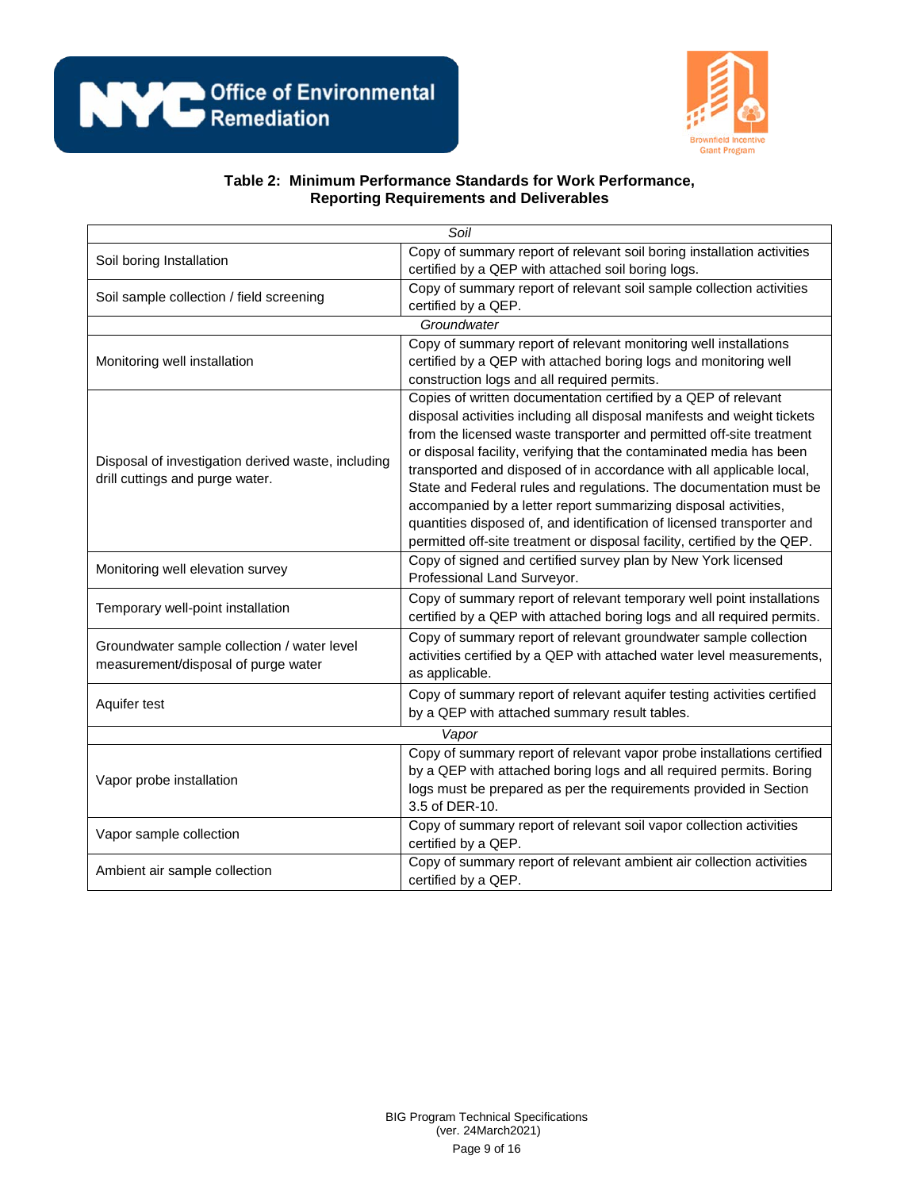**Table 2: Minimum Performance Standards for Work Performance, Reporting Requirements and Deliverables**

| | |
|---|---|
| ***Soil*** | |
| Soil boring Installation | Copy of summary report of relevant soil boring installation activities certified by a QEP with attached soil boring logs. |
| Soil sample collection / field screening | Copy of summary report of relevant soil sample collection activities certified by a QEP. |
| ***Groundwater*** | |
| Monitoring well installation | Copy of summary report of relevant monitoring well installations certified by a QEP with attached boring logs and monitoring well construction logs and all required permits. |
| Disposal of investigation derived waste, including drill cuttings and purge water. | Copies of written documentation certified by a QEP of relevant disposal activities including all disposal manifests and weight tickets from the licensed waste transporter and permitted off-site treatment or disposal facility, verifying that the contaminated media has been transported and disposed of in accordance with all applicable local, State and Federal rules and regulations. The documentation must be accompanied by a letter report summarizing disposal activities, quantities disposed of, and identification of licensed transporter and permitted off-site treatment or disposal facility, certified by the QEP. |
| Monitoring well elevation survey | Copy of signed and certified survey plan by New York licensed Professional Land Surveyor. |
| Temporary well-point installation | Copy of summary report of relevant temporary well point installations certified by a QEP with attached boring logs and all required permits. |
| Groundwater sample collection / water level measurement/disposal of purge water | Copy of summary report of relevant groundwater sample collection activities certified by a QEP with attached water level measurements, as applicable. |
| Aquifer test | Copy of summary report of relevant aquifer testing activities certified by a QEP with attached summary result tables. |
| ***Vapor*** | |
| Vapor probe installation | Copy of summary report of relevant vapor probe installations certified by a QEP with attached boring logs and all required permits. Boring logs must be prepared as per the requirements provided in Section 3.5 of DER-10. |
| Vapor sample collection | Copy of summary report of relevant soil vapor collection activities certified by a QEP. |
| Ambient air sample collection | Copy of summary report of relevant ambient air collection activities certified by a QEP. |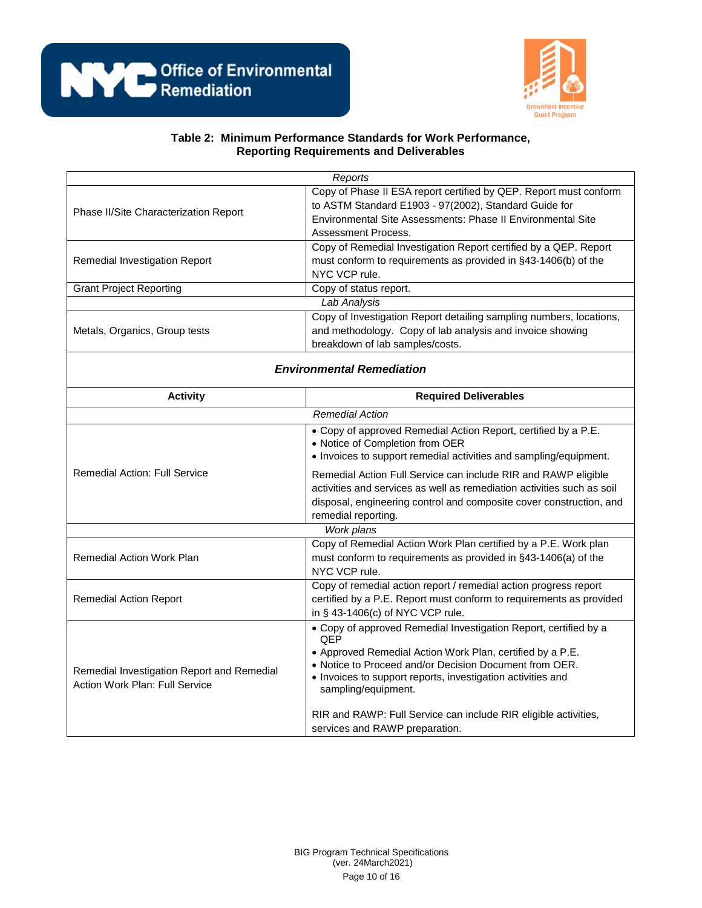### Table 2: Minimum Performance Standards for Work Performance, Reporting Requirements and Deliverables

| | |
|---|---|
| | *Reports* |
| Phase II/Site Characterization Report | Copy of Phase II ESA report certified by QEP. Report must conform to ASTM Standard E1903 - 97(2002), Standard Guide for Environmental Site Assessments: Phase II Environmental Site Assessment Process. |
| Remedial Investigation Report | Copy of Remedial Investigation Report certified by a QEP. Report must conform to requirements as provided in §43-1406(b) of the NYC VCP rule. |
| Grant Project Reporting | Copy of status report. |
| | *Lab Analysis* |
| Metals, Organics, Group tests | Copy of Investigation Report detailing sampling numbers, locations, and methodology. Copy of lab analysis and invoice showing breakdown of lab samples/costs. |

***Environmental Remediation***

| Activity | Required Deliverables |
|---|---|
| | *Remedial Action* |
| Remedial Action: Full Service | • Copy of approved Remedial Action Report, certified by a P.E.<br>• Notice of Completion from OER<br>• Invoices to support remedial activities and sampling/equipment.<br><br>Remedial Action Full Service can include RIR and RAWP eligible activities and services as well as remediation activities such as soil disposal, engineering control and composite cover construction, and remedial reporting. |
| | *Work plans* |
| Remedial Action Work Plan | Copy of Remedial Action Work Plan certified by a P.E. Work plan must conform to requirements as provided in §43-1406(a) of the NYC VCP rule. |
| Remedial Action Report | Copy of remedial action report / remedial action progress report certified by a P.E. Report must conform to requirements as provided in § 43-1406(c) of NYC VCP rule. |
| Remedial Investigation Report and Remedial Action Work Plan: Full Service | • Copy of approved Remedial Investigation Report, certified by a QEP<br>• Approved Remedial Action Work Plan, certified by a P.E.<br>• Notice to Proceed and/or Decision Document from OER.<br>• Invoices to support reports, investigation activities and sampling/equipment.<br><br>RIR and RAWP: Full Service can include RIR eligible activities, services and RAWP preparation. |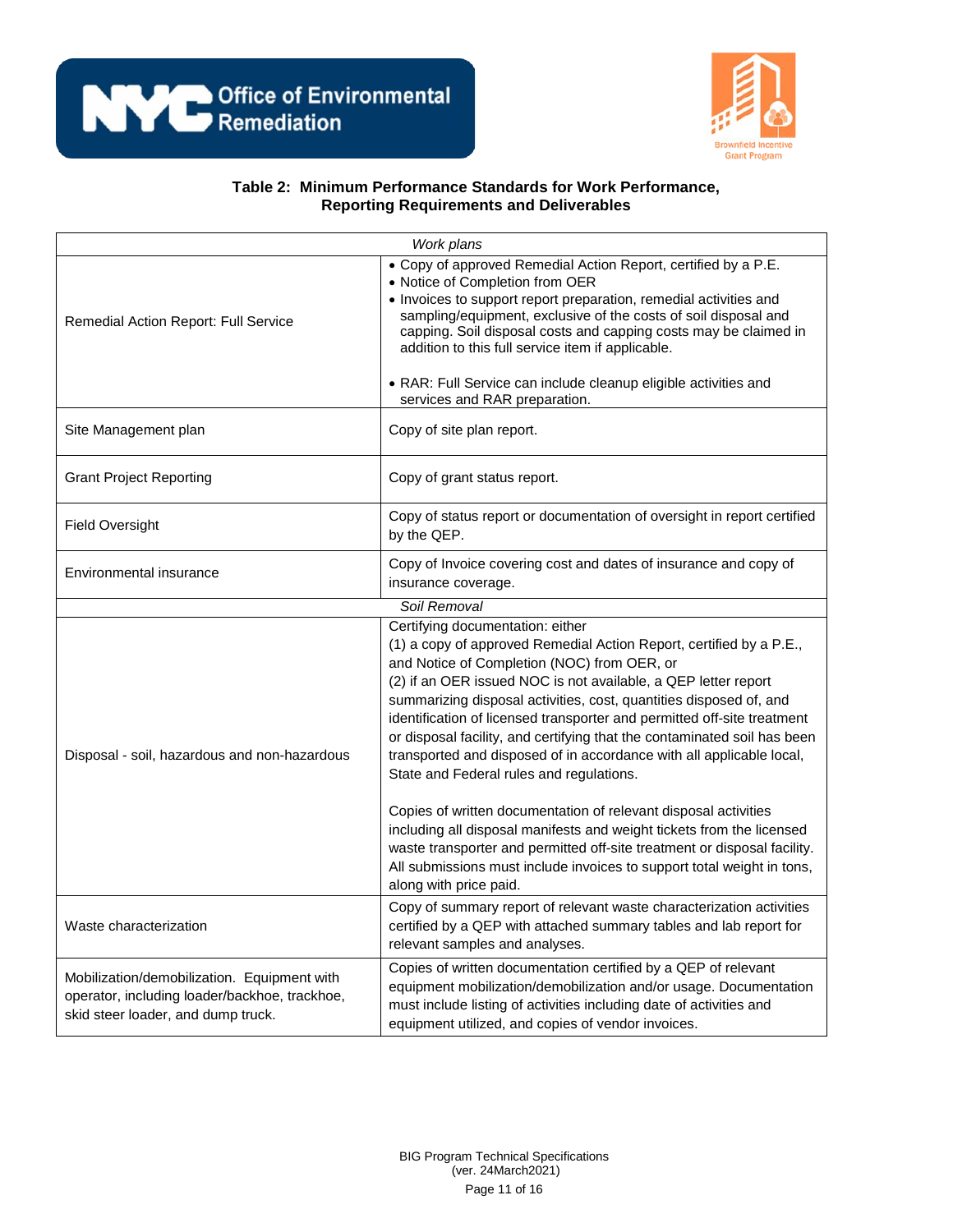**Table 2: Minimum Performance Standards for Work Performance, Reporting Requirements and Deliverables**

| *Work plans* | |
|---|---|
| Remedial Action Report: Full Service | • Copy of approved Remedial Action Report, certified by a P.E.<br>• Notice of Completion from OER<br>• Invoices to support report preparation, remedial activities and sampling/equipment, exclusive of the costs of soil disposal and capping. Soil disposal costs and capping costs may be claimed in addition to this full service item if applicable.<br><br>• RAR: Full Service can include cleanup eligible activities and services and RAR preparation. |
| Site Management plan | Copy of site plan report. |
| Grant Project Reporting | Copy of grant status report. |
| Field Oversight | Copy of status report or documentation of oversight in report certified by the QEP. |
| Environmental insurance | Copy of Invoice covering cost and dates of insurance and copy of insurance coverage. |
| *Soil Removal* | |
| Disposal - soil, hazardous and non-hazardous | Certifying documentation: either<br>(1) a copy of approved Remedial Action Report, certified by a P.E., and Notice of Completion (NOC) from OER, or<br>(2) if an OER issued NOC is not available, a QEP letter report summarizing disposal activities, cost, quantities disposed of, and identification of licensed transporter and permitted off-site treatment or disposal facility, and certifying that the contaminated soil has been transported and disposed of in accordance with all applicable local, State and Federal rules and regulations.<br><br>Copies of written documentation of relevant disposal activities including all disposal manifests and weight tickets from the licensed waste transporter and permitted off-site treatment or disposal facility. All submissions must include invoices to support total weight in tons, along with price paid. |
| Waste characterization | Copy of summary report of relevant waste characterization activities certified by a QEP with attached summary tables and lab report for relevant samples and analyses. |
| Mobilization/demobilization. Equipment with operator, including loader/backhoe, trackhoe, skid steer loader, and dump truck. | Copies of written documentation certified by a QEP of relevant equipment mobilization/demobilization and/or usage. Documentation must include listing of activities including date of activities and equipment utilized, and copies of vendor invoices. |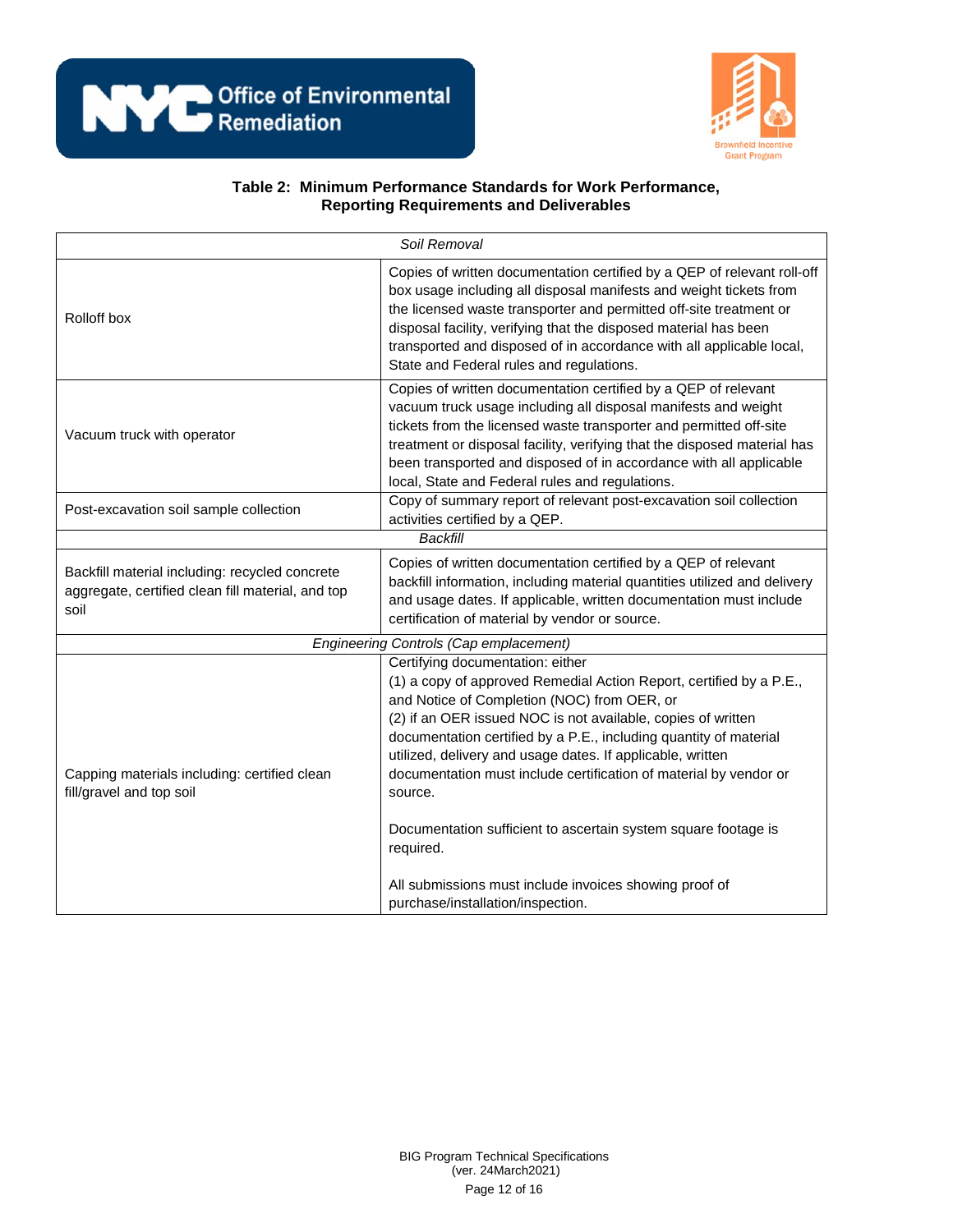**Table 2: Minimum Performance Standards for Work Performance, Reporting Requirements and Deliverables**

| *Soil Removal* | |
|---|---|
| Rolloff box | Copies of written documentation certified by a QEP of relevant roll-off box usage including all disposal manifests and weight tickets from the licensed waste transporter and permitted off-site treatment or disposal facility, verifying that the disposed material has been transported and disposed of in accordance with all applicable local, State and Federal rules and regulations. |
| Vacuum truck with operator | Copies of written documentation certified by a QEP of relevant vacuum truck usage including all disposal manifests and weight tickets from the licensed waste transporter and permitted off-site treatment or disposal facility, verifying that the disposed material has been transported and disposed of in accordance with all applicable local, State and Federal rules and regulations. |
| Post-excavation soil sample collection | Copy of summary report of relevant post-excavation soil collection activities certified by a QEP. |
| *Backfill* | |
| Backfill material including: recycled concrete aggregate, certified clean fill material, and top soil | Copies of written documentation certified by a QEP of relevant backfill information, including material quantities utilized and delivery and usage dates. If applicable, written documentation must include certification of material by vendor or source. |
| *Engineering Controls (Cap emplacement)* | |
| Capping materials including: certified clean fill/gravel and top soil | Certifying documentation: either<br>(1) a copy of approved Remedial Action Report, certified by a P.E., and Notice of Completion (NOC) from OER, or<br>(2) if an OER issued NOC is not available, copies of written documentation certified by a P.E., including quantity of material utilized, delivery and usage dates. If applicable, written documentation must include certification of material by vendor or source.<br><br>Documentation sufficient to ascertain system square footage is required.<br><br>All submissions must include invoices showing proof of purchase/installation/inspection. |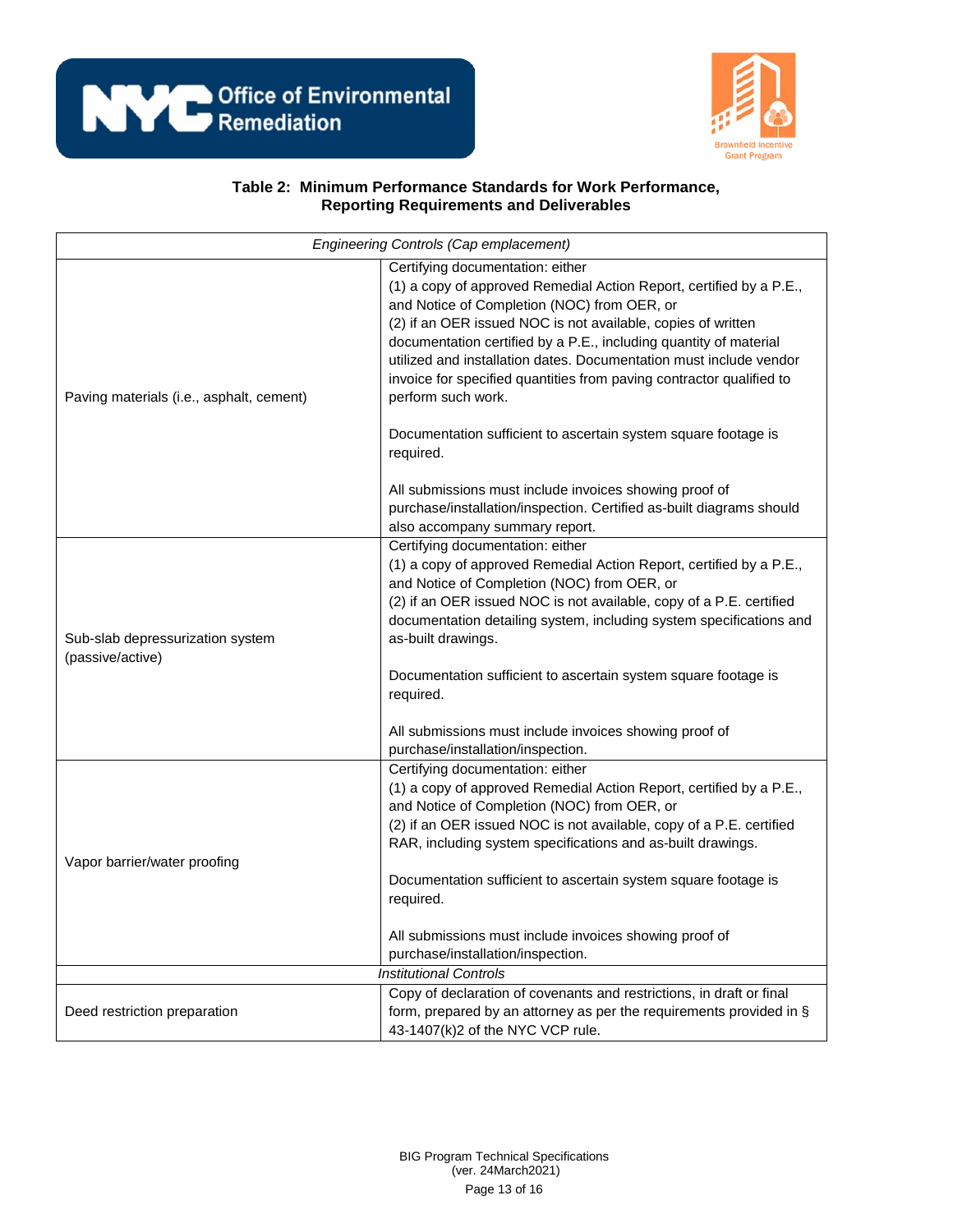**Table 2: Minimum Performance Standards for Work Performance, Reporting Requirements and Deliverables**

| *Engineering Controls (Cap emplacement)* | |
|---|---|
| Paving materials (i.e., asphalt, cement) | Certifying documentation: either<br>(1) a copy of approved Remedial Action Report, certified by a P.E., and Notice of Completion (NOC) from OER, or<br>(2) if an OER issued NOC is not available, copies of written documentation certified by a P.E., including quantity of material utilized and installation dates. Documentation must include vendor invoice for specified quantities from paving contractor qualified to perform such work.<br><br>Documentation sufficient to ascertain system square footage is required.<br><br>All submissions must include invoices showing proof of purchase/installation/inspection. Certified as-built diagrams should also accompany summary report. |
| Sub-slab depressurization system (passive/active) | Certifying documentation: either<br>(1) a copy of approved Remedial Action Report, certified by a P.E., and Notice of Completion (NOC) from OER, or<br>(2) if an OER issued NOC is not available, copy of a P.E. certified documentation detailing system, including system specifications and as-built drawings.<br><br>Documentation sufficient to ascertain system square footage is required.<br><br>All submissions must include invoices showing proof of purchase/installation/inspection. |
| Vapor barrier/water proofing | Certifying documentation: either<br>(1) a copy of approved Remedial Action Report, certified by a P.E., and Notice of Completion (NOC) from OER, or<br>(2) if an OER issued NOC is not available, copy of a P.E. certified RAR, including system specifications and as-built drawings.<br><br>Documentation sufficient to ascertain system square footage is required.<br><br>All submissions must include invoices showing proof of purchase/installation/inspection. |
| *Institutional Controls* | |
| Deed restriction preparation | Copy of declaration of covenants and restrictions, in draft or final form, prepared by an attorney as per the requirements provided in § 43-1407(k)2 of the NYC VCP rule. |

BIG Program Technical Specifications
(ver. 24March2021)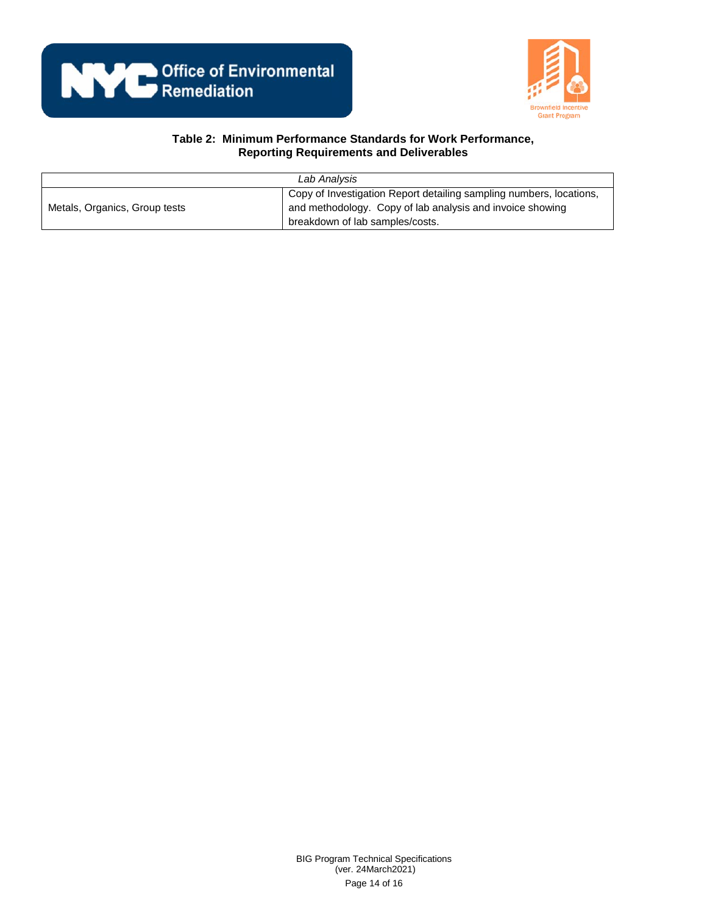**Table 2: Minimum Performance Standards for Work Performance, Reporting Requirements and Deliverables**

| *Lab Analysis* | |
|---|---|
| Metals, Organics, Group tests | Copy of Investigation Report detailing sampling numbers, locations, and methodology. Copy of lab analysis and invoice showing breakdown of lab samples/costs. |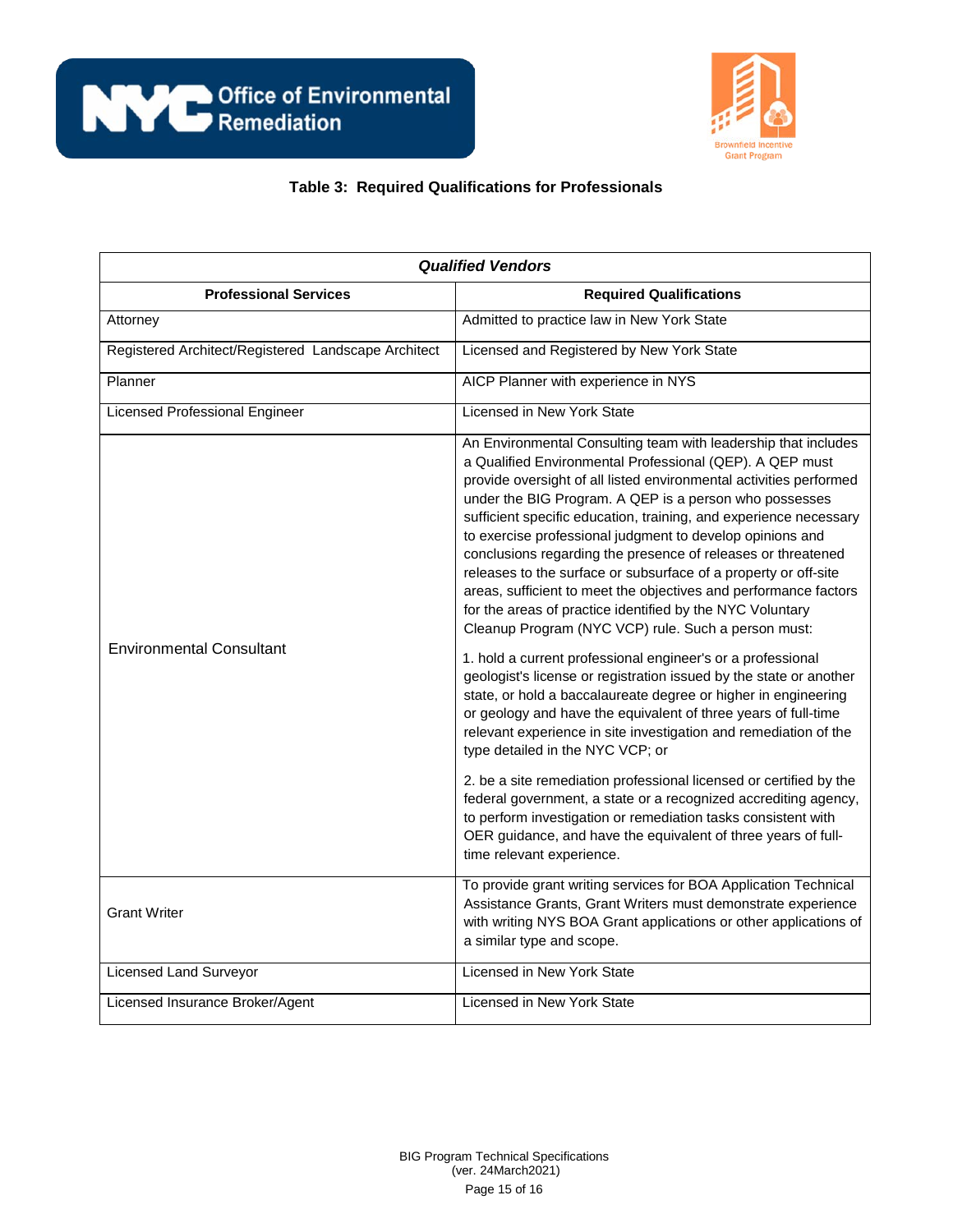**Table 3: Required Qualifications for Professionals**

| ***Qualified Vendors*** | |
|---|---|
| **Professional Services** | **Required Qualifications** |
| Attorney | Admitted to practice law in New York State |
| Registered Architect/Registered Landscape Architect | Licensed and Registered by New York State |
| Planner | AICP Planner with experience in NYS |
| Licensed Professional Engineer | Licensed in New York State |
| Environmental Consultant | An Environmental Consulting team with leadership that includes a Qualified Environmental Professional (QEP). A QEP must provide oversight of all listed environmental activities performed under the BIG Program. A QEP is a person who possesses sufficient specific education, training, and experience necessary to exercise professional judgment to develop opinions and conclusions regarding the presence of releases or threatened releases to the surface or subsurface of a property or off-site areas, sufficient to meet the objectives and performance factors for the areas of practice identified by the NYC Voluntary Cleanup Program (NYC VCP) rule. Such a person must:<br><br>1. hold a current professional engineer's or a professional geologist's license or registration issued by the state or another state, or hold a baccalaureate degree or higher in engineering or geology and have the equivalent of three years of full-time relevant experience in site investigation and remediation of the type detailed in the NYC VCP; or<br><br>2. be a site remediation professional licensed or certified by the federal government, a state or a recognized accrediting agency, to perform investigation or remediation tasks consistent with OER guidance, and have the equivalent of three years of full-time relevant experience. |
| Grant Writer | To provide grant writing services for BOA Application Technical Assistance Grants, Grant Writers must demonstrate experience with writing NYS BOA Grant applications or other applications of a similar type and scope. |
| Licensed Land Surveyor | Licensed in New York State |
| Licensed Insurance Broker/Agent | Licensed in New York State |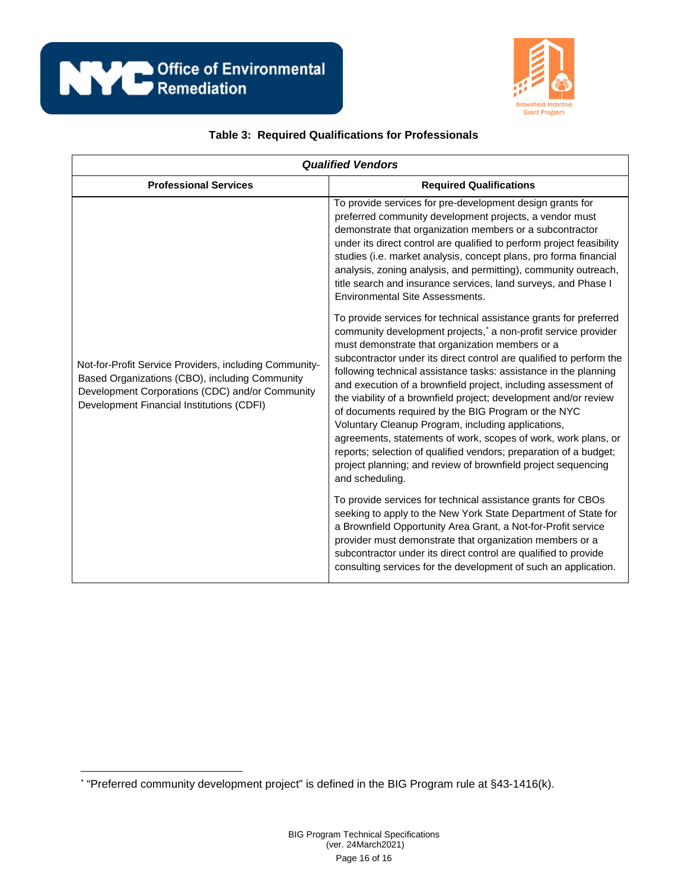**Table 3: Required Qualifications for Professionals**

| *Qualified Vendors* | |
|---|---|
| **Professional Services** | **Required Qualifications** |
| Not-for-Profit Service Providers, including Community-Based Organizations (CBO), including Community Development Corporations (CDC) and/or Community Development Financial Institutions (CDFI) | To provide services for pre-development design grants for preferred community development projects, a vendor must demonstrate that organization members or a subcontractor under its direct control are qualified to perform project feasibility studies (i.e. market analysis, concept plans, pro forma financial analysis, zoning analysis, and permitting), community outreach, title search and insurance services, land surveys, and Phase I Environmental Site Assessments.<br><br>To provide services for technical assistance grants for preferred community development projects,* a non-profit service provider must demonstrate that organization members or a subcontractor under its direct control are qualified to perform the following technical assistance tasks: assistance in the planning and execution of a brownfield project, including assessment of the viability of a brownfield project; development and/or review of documents required by the BIG Program or the NYC Voluntary Cleanup Program, including applications, agreements, statements of work, scopes of work, work plans, or reports; selection of qualified vendors; preparation of a budget; project planning; and review of brownfield project sequencing and scheduling.<br><br>To provide services for technical assistance grants for CBOs seeking to apply to the New York State Department of State for a Brownfield Opportunity Area Grant, a Not-for-Profit service provider must demonstrate that organization members or a subcontractor under its direct control are qualified to provide consulting services for the development of such an application. |

* "Preferred community development project" is defined in the BIG Program rule at §43-1416(k).